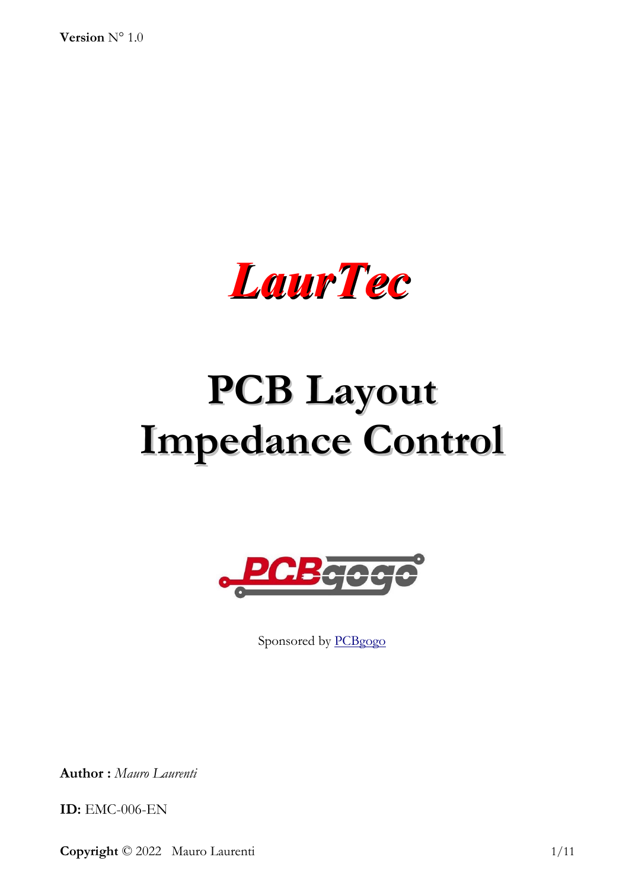**Version** N° 1.0

# *LaurTec*

# PCB Layout Impedance Control

Sponsored by PCBgogo

**Author :** *Mauro Laurenti*

**ID:** EMC-006-EN

**Copyright** © 2022 Mauro Laurenti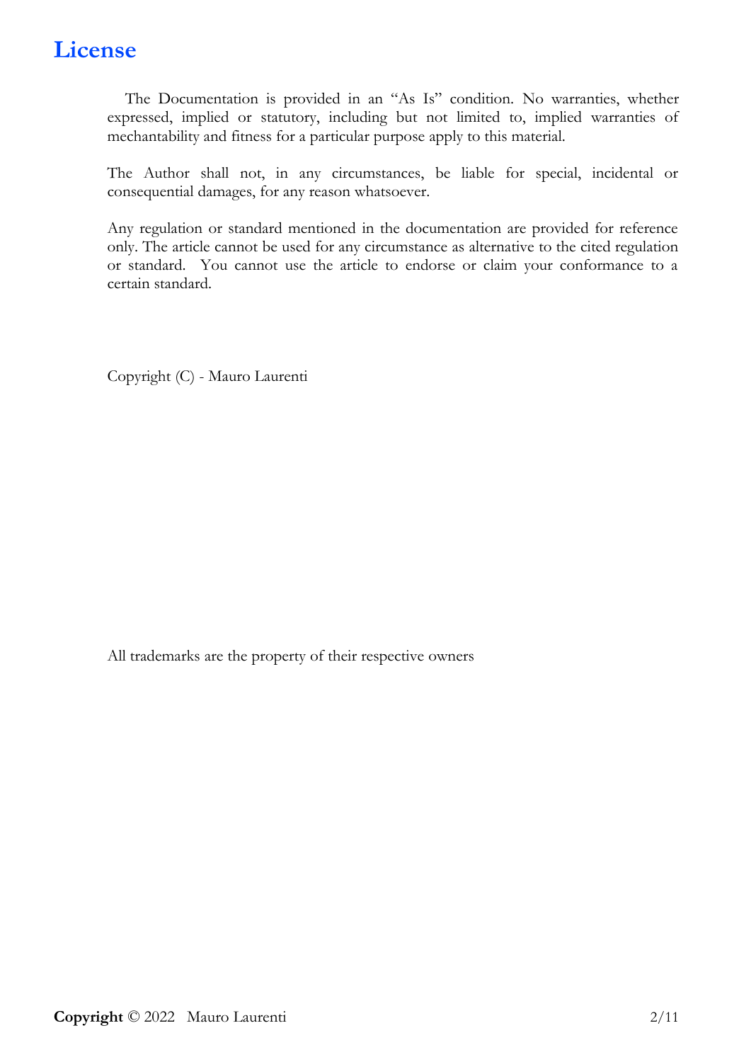# License

The Documentation is provided in an "As Is" condition. No warranties, whether expressed, implied or statutory, including but not limited to, implied warranties of mechantability and fitness for a particular purpose apply to this material.

The Author shall not, in any circumstances, be liable for special, incidental or consequential damages, for any reason whatsoever.

Any regulation or standard mentioned in the documentation are provided for reference only. The article cannot be used for any circumstance as alternative to the cited regulation or standard. You cannot use the article to endorse or claim your conformance to a certain standard.

Copyright (C) - Mauro Laurenti

All trademarks are the property of their respective owners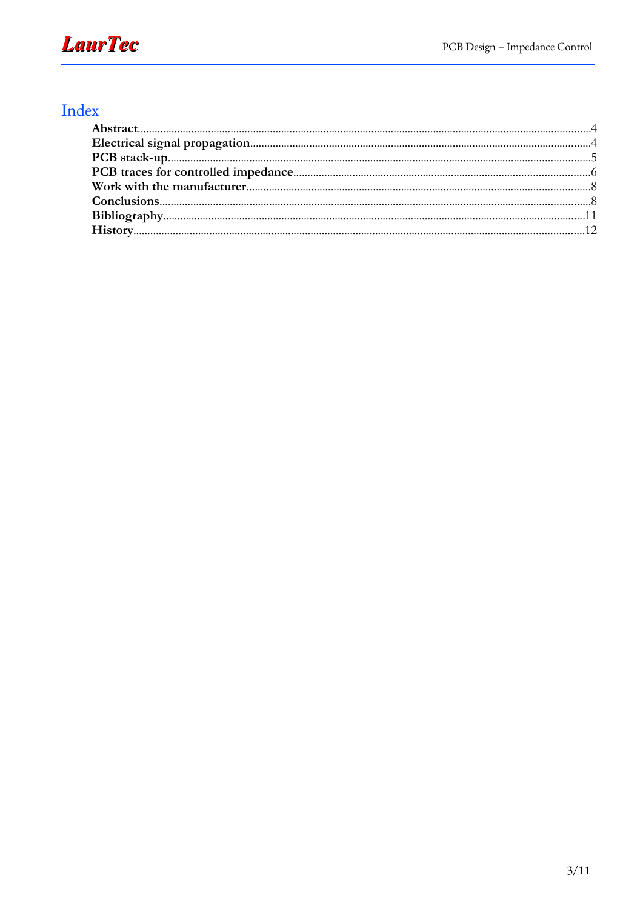# Index

**Abstract**......4
**Electrical signal propagation**......4
**PCB stack-up**......5
**PCB traces for controlled impedance**......6
**Work with the manufacturer**......8
**Conclusions**......8
**Bibliography**......11
**History**......12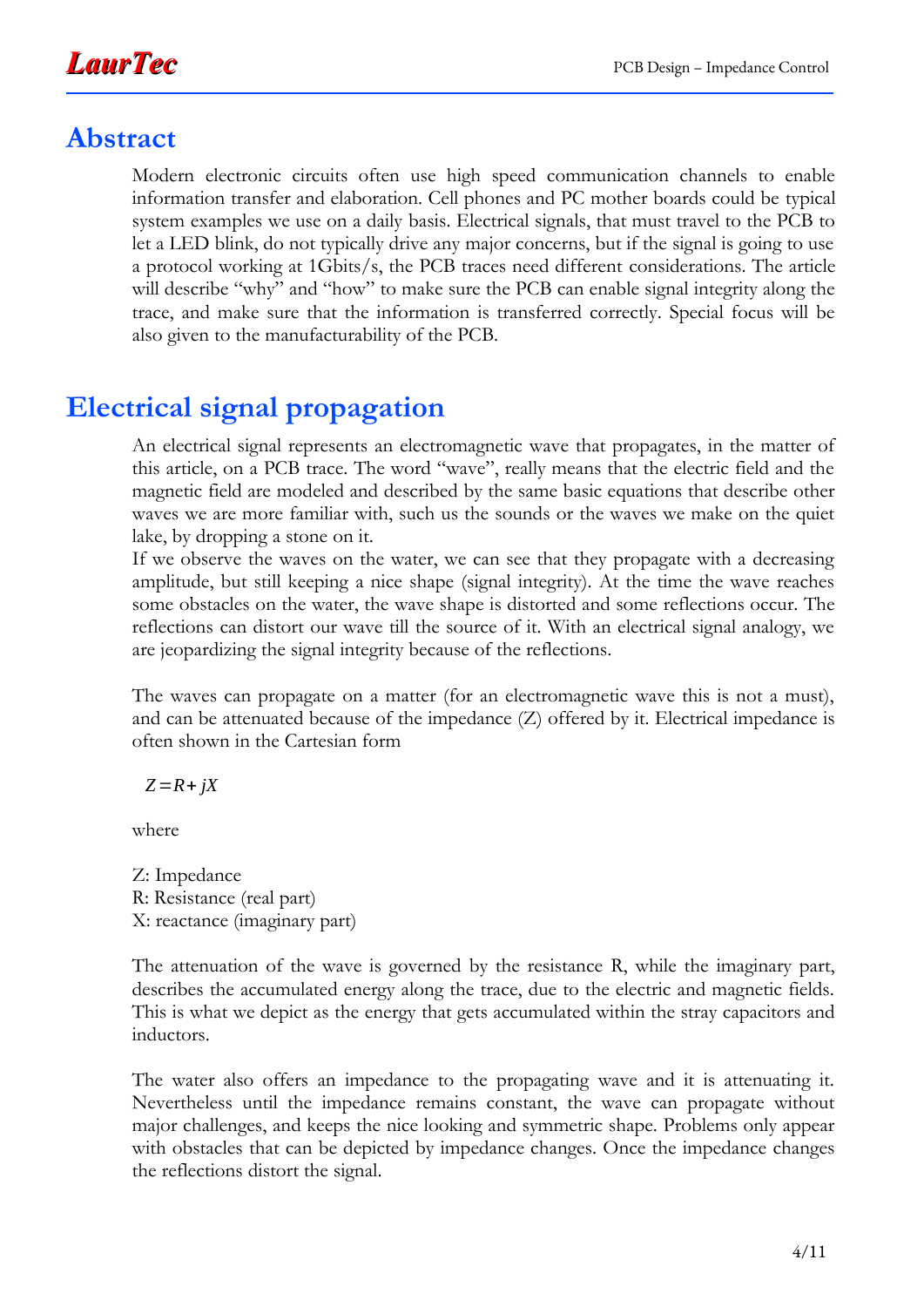# Abstract

Modern electronic circuits often use high speed communication channels to enable information transfer and elaboration. Cell phones and PC mother boards could be typical system examples we use on a daily basis. Electrical signals, that must travel to the PCB to let a LED blink, do not typically drive any major concerns, but if the signal is going to use a protocol working at 1Gbits/s, the PCB traces need different considerations. The article will describe "why" and "how" to make sure the PCB can enable signal integrity along the trace, and make sure that the information is transferred correctly. Special focus will be also given to the manufacturability of the PCB.

# Electrical signal propagation

An electrical signal represents an electromagnetic wave that propagates, in the matter of this article, on a PCB trace. The word "wave", really means that the electric field and the magnetic field are modeled and described by the same basic equations that describe other waves we are more familiar with, such us the sounds or the waves we make on the quiet lake, by dropping a stone on it.
If we observe the waves on the water, we can see that they propagate with a decreasing amplitude, but still keeping a nice shape (signal integrity). At the time the wave reaches some obstacles on the water, the wave shape is distorted and some reflections occur. The reflections can distort our wave till the source of it. With an electrical signal analogy, we are jeopardizing the signal integrity because of the reflections.

The waves can propagate on a matter (for an electromagnetic wave this is not a must), and can be attenuated because of the impedance (Z) offered by it. Electrical impedance is often shown in the Cartesian form

$$Z = R + jX$$

where

Z: Impedance
R: Resistance (real part)
X: reactance (imaginary part)

The attenuation of the wave is governed by the resistance R, while the imaginary part, describes the accumulated energy along the trace, due to the electric and magnetic fields. This is what we depict as the energy that gets accumulated within the stray capacitors and inductors.

The water also offers an impedance to the propagating wave and it is attenuating it. Nevertheless until the impedance remains constant, the wave can propagate without major challenges, and keeps the nice looking and symmetric shape. Problems only appear with obstacles that can be depicted by impedance changes. Once the impedance changes the reflections distort the signal.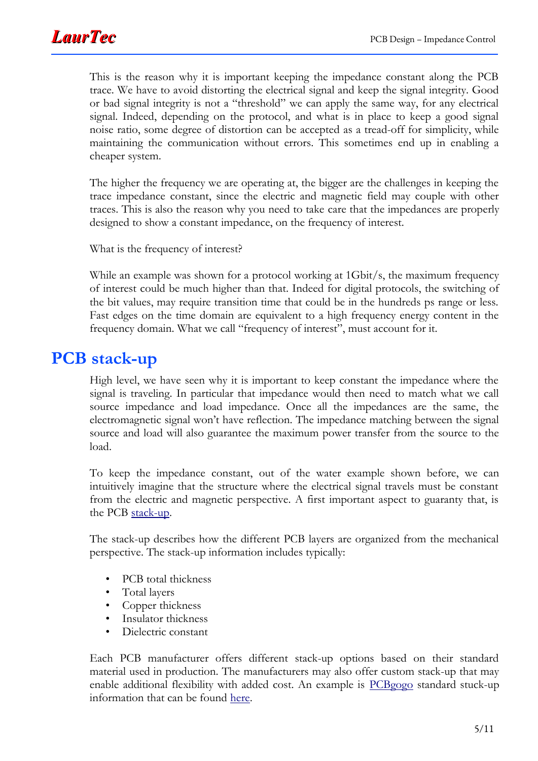This is the reason why it is important keeping the impedance constant along the PCB trace. We have to avoid distorting the electrical signal and keep the signal integrity. Good or bad signal integrity is not a "threshold" we can apply the same way, for any electrical signal. Indeed, depending on the protocol, and what is in place to keep a good signal noise ratio, some degree of distortion can be accepted as a tread-off for simplicity, while maintaining the communication without errors. This sometimes end up in enabling a cheaper system.

The higher the frequency we are operating at, the bigger are the challenges in keeping the trace impedance constant, since the electric and magnetic field may couple with other traces. This is also the reason why you need to take care that the impedances are properly designed to show a constant impedance, on the frequency of interest.

What is the frequency of interest?

While an example was shown for a protocol working at 1Gbit/s, the maximum frequency of interest could be much higher than that. Indeed for digital protocols, the switching of the bit values, may require transition time that could be in the hundreds ps range or less. Fast edges on the time domain are equivalent to a high frequency energy content in the frequency domain. What we call "frequency of interest", must account for it.

# PCB stack-up

High level, we have seen why it is important to keep constant the impedance where the signal is traveling. In particular that impedance would then need to match what we call source impedance and load impedance. Once all the impedances are the same, the electromagnetic signal won't have reflection. The impedance matching between the signal source and load will also guarantee the maximum power transfer from the source to the load.

To keep the impedance constant, out of the water example shown before, we can intuitively imagine that the structure where the electrical signal travels must be constant from the electric and magnetic perspective. A first important aspect to guaranty that, is the PCB stack-up.

The stack-up describes how the different PCB layers are organized from the mechanical perspective. The stack-up information includes typically:

- PCB total thickness
- Total layers
- Copper thickness
- Insulator thickness
- Dielectric constant

Each PCB manufacturer offers different stack-up options based on their standard material used in production. The manufacturers may also offer custom stack-up that may enable additional flexibility with added cost. An example is PCBgogo standard stuck-up information that can be found here.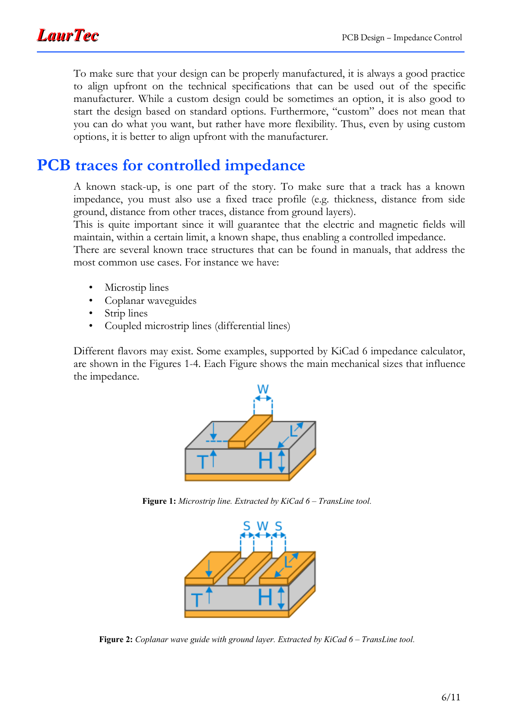To make sure that your design can be properly manufactured, it is always a good practice to align upfront on the technical specifications that can be used out of the specific manufacturer. While a custom design could be sometimes an option, it is also good to start the design based on standard options. Furthermore, "custom" does not mean that you can do what you want, but rather have more flexibility. Thus, even by using custom options, it is better to align upfront with the manufacturer.

## PCB traces for controlled impedance

A known stack-up, is one part of the story. To make sure that a track has a known impedance, you must also use a fixed trace profile (e.g. thickness, distance from side ground, distance from other traces, distance from ground layers).
This is quite important since it will guarantee that the electric and magnetic fields will maintain, within a certain limit, a known shape, thus enabling a controlled impedance.
There are several known trace structures that can be found in manuals, that address the most common use cases. For instance we have:

- Microstip lines
- Coplanar waveguides
- Strip lines
- Coupled microstrip lines (differential lines)

Different flavors may exist. Some examples, supported by KiCad 6 impedance calculator, are shown in the Figures 1-4. Each Figure shows the main mechanical sizes that influence the impedance.

**Figure 1:** *Microstrip line. Extracted by KiCad 6 – TransLine tool.*

**Figure 2:** *Coplanar wave guide with ground layer. Extracted by KiCad 6 – TransLine tool.*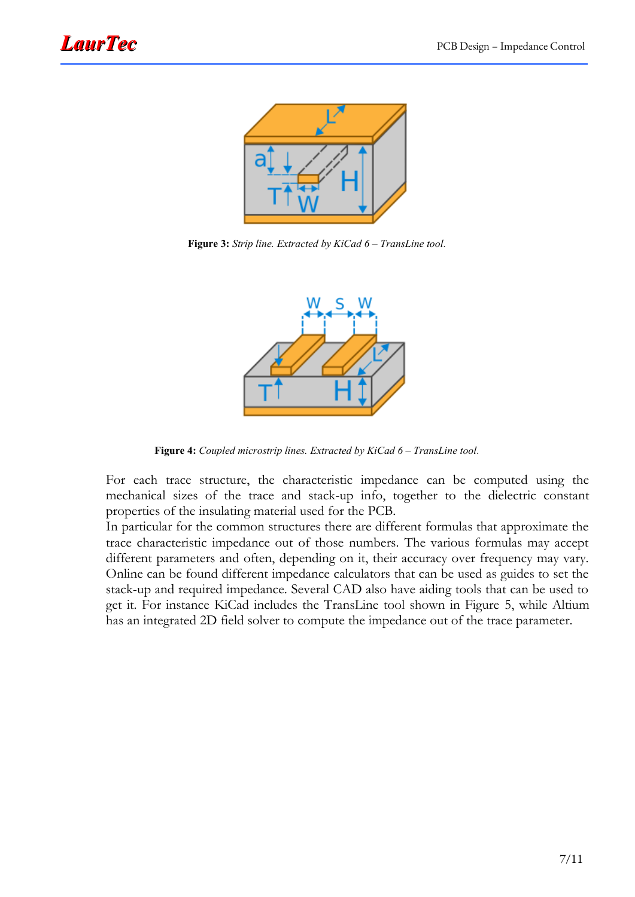**Figure 3:** *Strip line. Extracted by KiCad 6 – TransLine tool.*

**Figure 4:** *Coupled microstrip lines. Extracted by KiCad 6 – TransLine tool.*

For each trace structure, the characteristic impedance can be computed using the mechanical sizes of the trace and stack-up info, together to the dielectric constant properties of the insulating material used for the PCB.
In particular for the common structures there are different formulas that approximate the trace characteristic impedance out of those numbers. The various formulas may accept different parameters and often, depending on it, their accuracy over frequency may vary. Online can be found different impedance calculators that can be used as guides to set the stack-up and required impedance. Several CAD also have aiding tools that can be used to get it. For instance KiCad includes the TransLine tool shown in Figure 5, while Altium has an integrated 2D field solver to compute the impedance out of the trace parameter.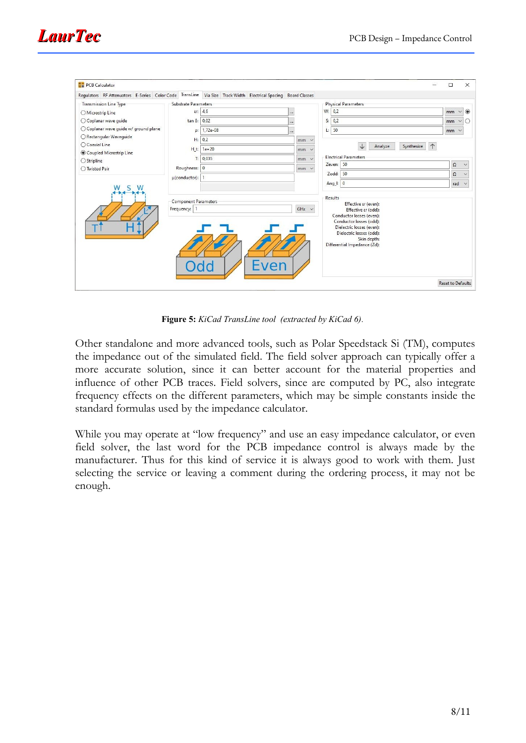**Figure 5:** *KiCad TransLine tool (extracted by KiCad 6).*

Other standalone and more advanced tools, such as Polar Speedstack Si (TM), computes the impedance out of the simulated field. The field solver approach can typically offer a more accurate solution, since it can better account for the material properties and influence of other PCB traces. Field solvers, since are computed by PC, also integrate frequency effects on the different parameters, which may be simple constants inside the standard formulas used by the impedance calculator.

While you may operate at "low frequency" and use an easy impedance calculator, or even field solver, the last word for the PCB impedance control is always made by the manufacturer. Thus for this kind of service it is always good to work with them. Just selecting the service or leaving a comment during the ordering process, it may not be enough.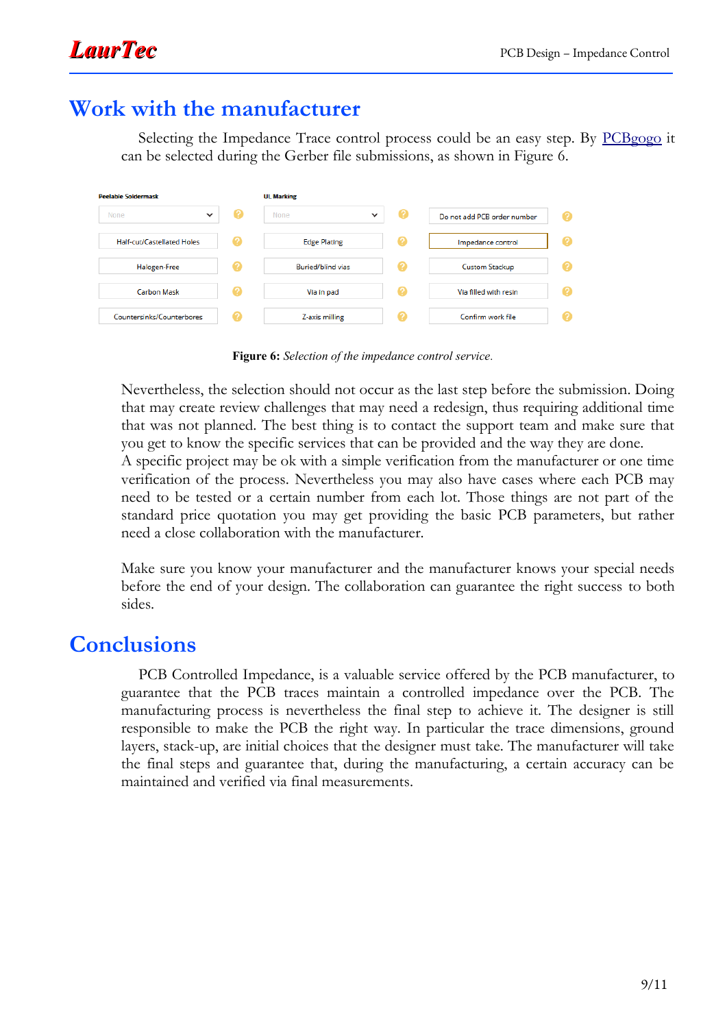# Work with the manufacturer

Selecting the Impedance Trace control process could be an easy step. By PCBgogo it can be selected during the Gerber file submissions, as shown in Figure 6.

**Figure 6:** *Selection of the impedance control service.*

Nevertheless, the selection should not occur as the last step before the submission. Doing that may create review challenges that may need a redesign, thus requiring additional time that was not planned. The best thing is to contact the support team and make sure that you get to know the specific services that can be provided and the way they are done.
A specific project may be ok with a simple verification from the manufacturer or one time verification of the process. Nevertheless you may also have cases where each PCB may need to be tested or a certain number from each lot. Those things are not part of the standard price quotation you may get providing the basic PCB parameters, but rather need a close collaboration with the manufacturer.

Make sure you know your manufacturer and the manufacturer knows your special needs before the end of your design. The collaboration can guarantee the right success to both sides.

# Conclusions

PCB Controlled Impedance, is a valuable service offered by the PCB manufacturer, to guarantee that the PCB traces maintain a controlled impedance over the PCB. The manufacturing process is nevertheless the final step to achieve it. The designer is still responsible to make the PCB the right way. In particular the trace dimensions, ground layers, stack-up, are initial choices that the designer must take. The manufacturer will take the final steps and guarantee that, during the manufacturing, a certain accuracy can be maintained and verified via final measurements.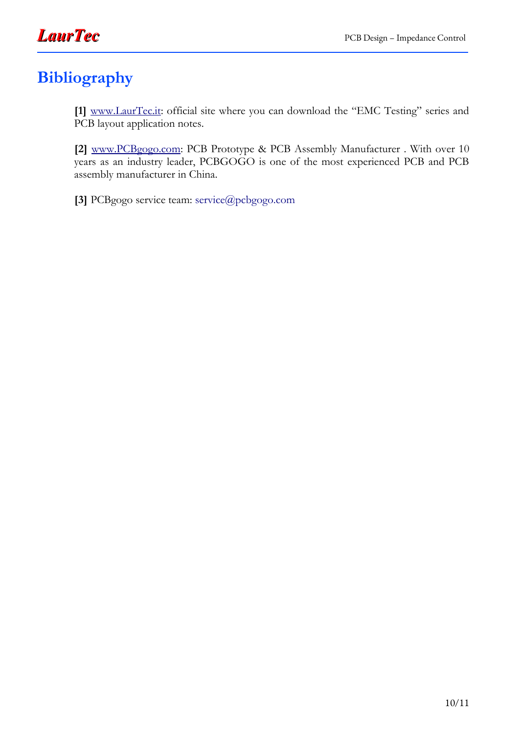# Bibliography

**[1]** www.LaurTec.it: official site where you can download the "EMC Testing" series and PCB layout application notes.

**[2]** www.PCBgogo.com: PCB Prototype & PCB Assembly Manufacturer . With over 10 years as an industry leader, PCBGOGO is one of the most experienced PCB and PCB assembly manufacturer in China.

**[3]** PCBgogo service team: service@pcbgogo.com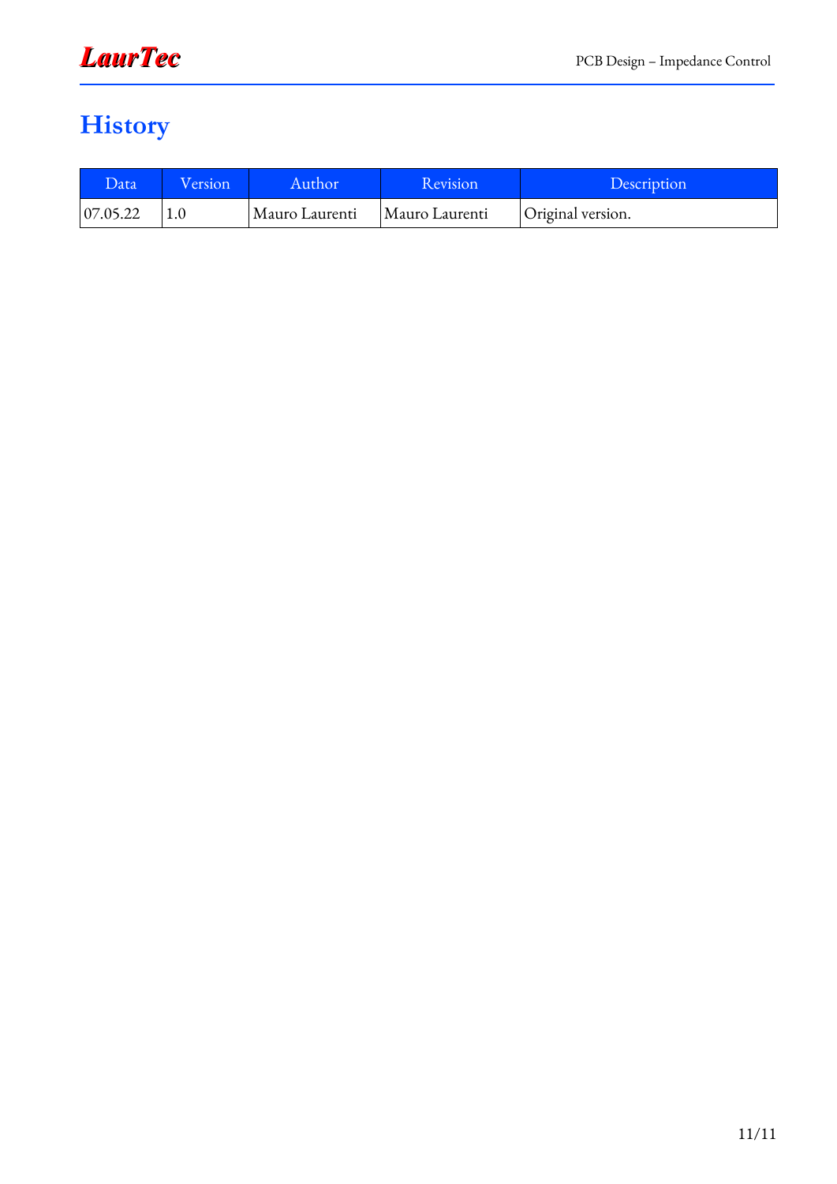# History

| Data | Version | Author | Revision | Description |
|---|---|---|---|---|
| 07.05.22 | 1.0 | Mauro Laurenti | Mauro Laurenti | Original version. |